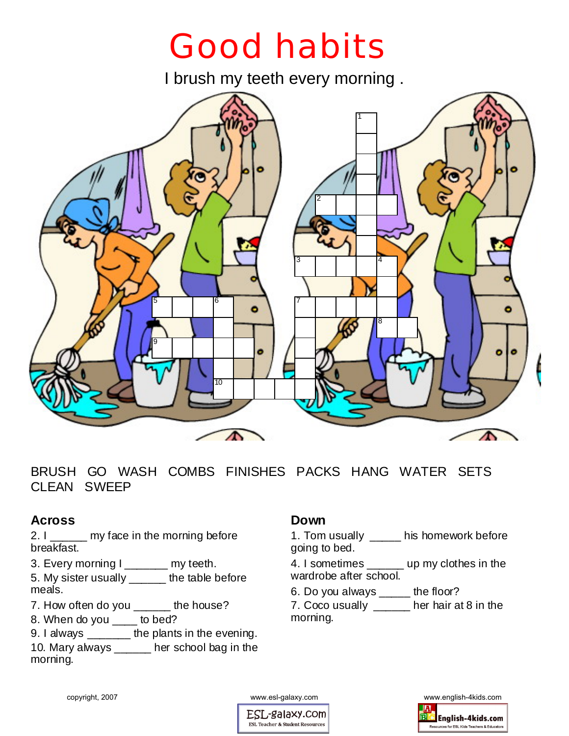# Good habits

I brush my teeth every morning .

BRUSH GO WASH COMBS FINISHES PACKS HANG WATER SETS CLEAN SWEEP

## Across

2. I ______ my face in the morning before breakfast.
3. Every morning I _______ my teeth.
5. My sister usually ______ the table before meals.
7. How often do you ______ the house?
8. When do you ____ to bed?
9. I always _______ the plants in the evening.
10. Mary always ______ her school bag in the morning.

## Down

1. Tom usually _____ his homework before going to bed.
4. I sometimes ______ up my clothes in the wardrobe after school.
6. Do you always _____ the floor?
7. Coco usually ______ her hair at 8 in the morning.

copyright, 2007

www.esl-galaxy.com

www.english-4kids.com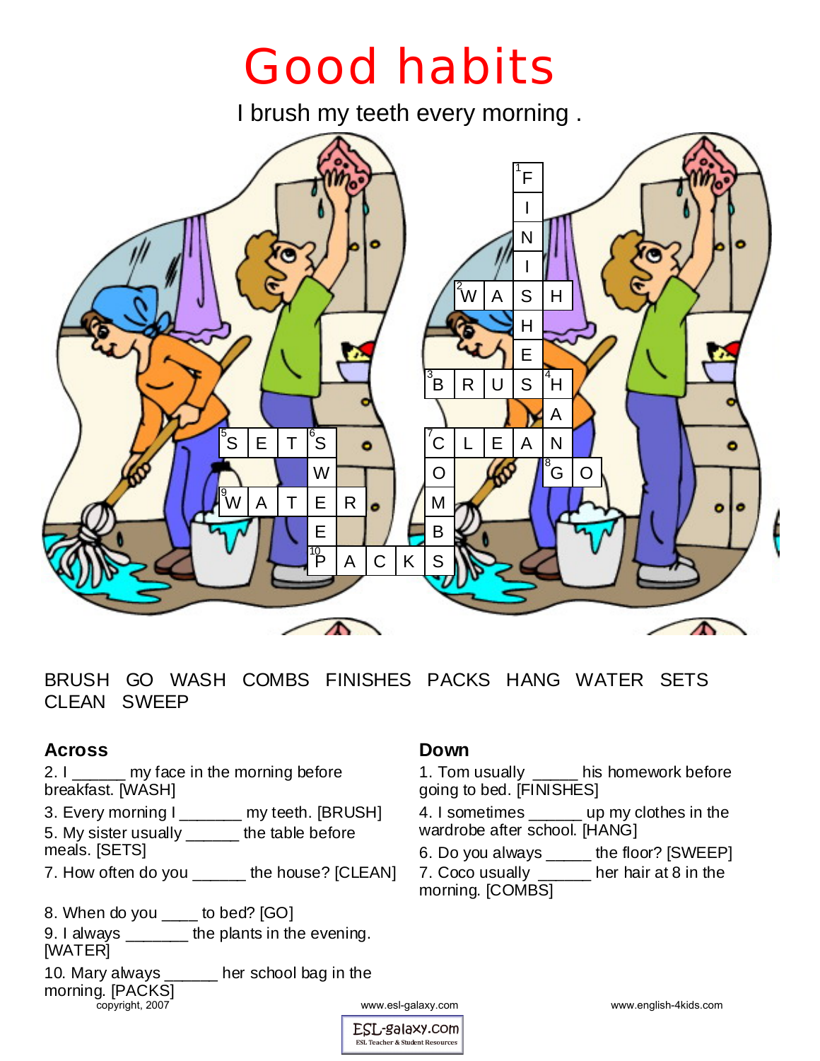# Good habits

I brush my teeth every morning .

BRUSH GO WASH COMBS FINISHES PACKS HANG WATER SETS CLEAN SWEEP

### Across

2. I ______ my face in the morning before breakfast. [WASH]
3. Every morning I _______ my teeth. [BRUSH]
5. My sister usually ______ the table before meals. [SETS]
7. How often do you ______ the house? [CLEAN]
8. When do you ____ to bed? [GO]
9. I always _______ the plants in the evening. [WATER]
10. Mary always ______ her school bag in the morning. [PACKS]

### Down

1. Tom usually _____ his homework before going to bed. [FINISHES]
4. I sometimes ______ up my clothes in the wardrobe after school. [HANG]
6. Do you always _____ the floor? [SWEEP]
7. Coco usually ______ her hair at 8 in the morning. [COMBS]

copyright, 2007 www.esl-galaxy.com www.english-4kids.com